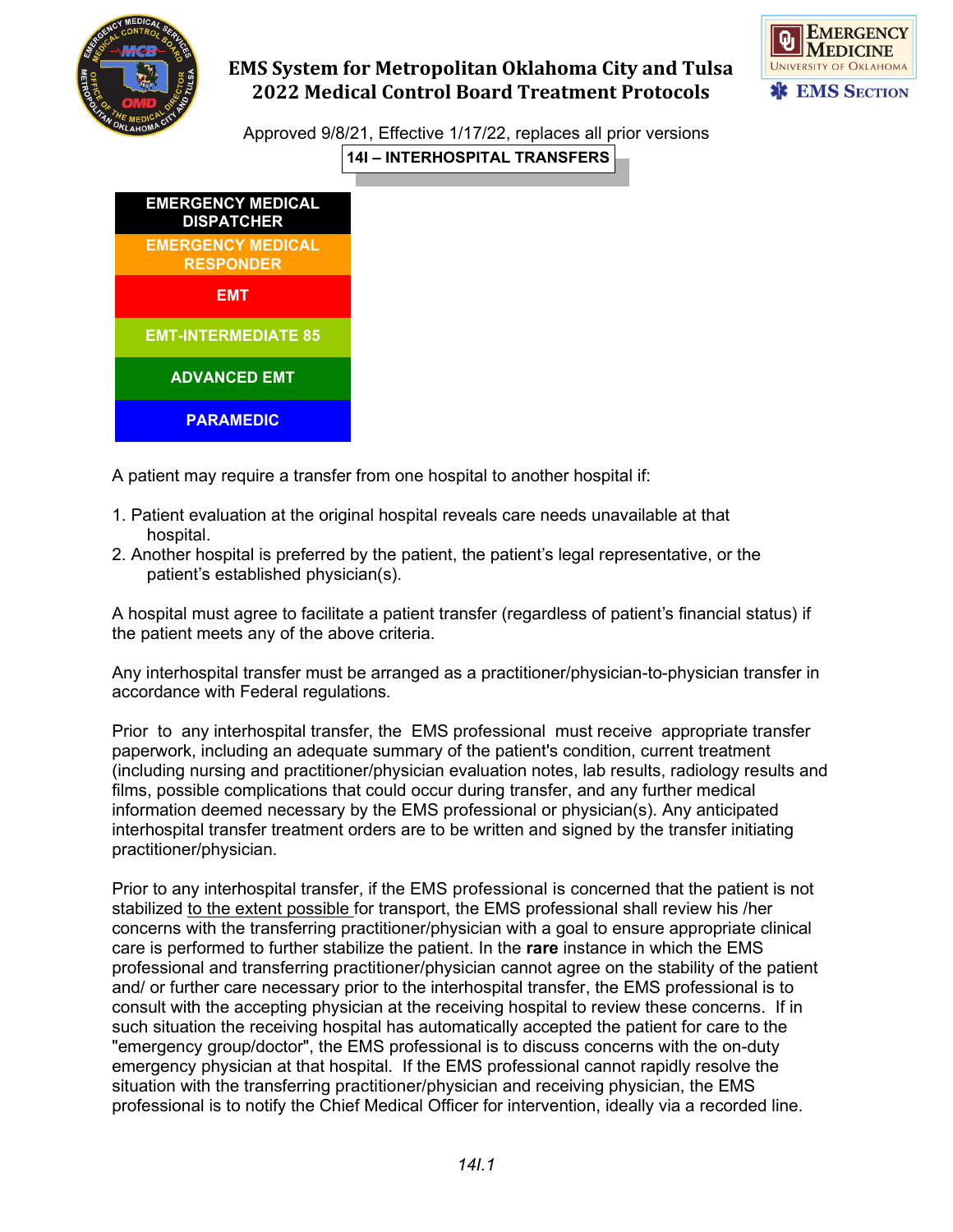# EMS System for Metropolitan Oklahoma City and Tulsa
# 2022 Medical Control Board Treatment Protocols

Approved 9/8/21, Effective 1/17/22, replaces all prior versions

## 14I – INTERHOSPITAL TRANSFERS

| EMERGENCY MEDICAL DISPATCHER |
|---|
| EMERGENCY MEDICAL RESPONDER |
| EMT |
| EMT-INTERMEDIATE 85 |
| ADVANCED EMT |
| PARAMEDIC |

A patient may require a transfer from one hospital to another hospital if:

1. Patient evaluation at the original hospital reveals care needs unavailable at that hospital.
2. Another hospital is preferred by the patient, the patient's legal representative, or the patient's established physician(s).

A hospital must agree to facilitate a patient transfer (regardless of patient's financial status) if the patient meets any of the above criteria.

Any interhospital transfer must be arranged as a practitioner/physician-to-physician transfer in accordance with Federal regulations.

Prior to any interhospital transfer, the EMS professional must receive appropriate transfer paperwork, including an adequate summary of the patient's condition, current treatment (including nursing and practitioner/physician evaluation notes, lab results, radiology results and films, possible complications that could occur during transfer, and any further medical information deemed necessary by the EMS professional or physician(s). Any anticipated interhospital transfer treatment orders are to be written and signed by the transfer initiating practitioner/physician.

Prior to any interhospital transfer, if the EMS professional is concerned that the patient is not stabilized to the extent possible for transport, the EMS professional shall review his /her concerns with the transferring practitioner/physician with a goal to ensure appropriate clinical care is performed to further stabilize the patient. In the **rare** instance in which the EMS professional and transferring practitioner/physician cannot agree on the stability of the patient and/ or further care necessary prior to the interhospital transfer, the EMS professional is to consult with the accepting physician at the receiving hospital to review these concerns. If in such situation the receiving hospital has automatically accepted the patient for care to the "emergency group/doctor", the EMS professional is to discuss concerns with the on-duty emergency physician at that hospital. If the EMS professional cannot rapidly resolve the situation with the transferring practitioner/physician and receiving physician, the EMS professional is to notify the Chief Medical Officer for intervention, ideally via a recorded line.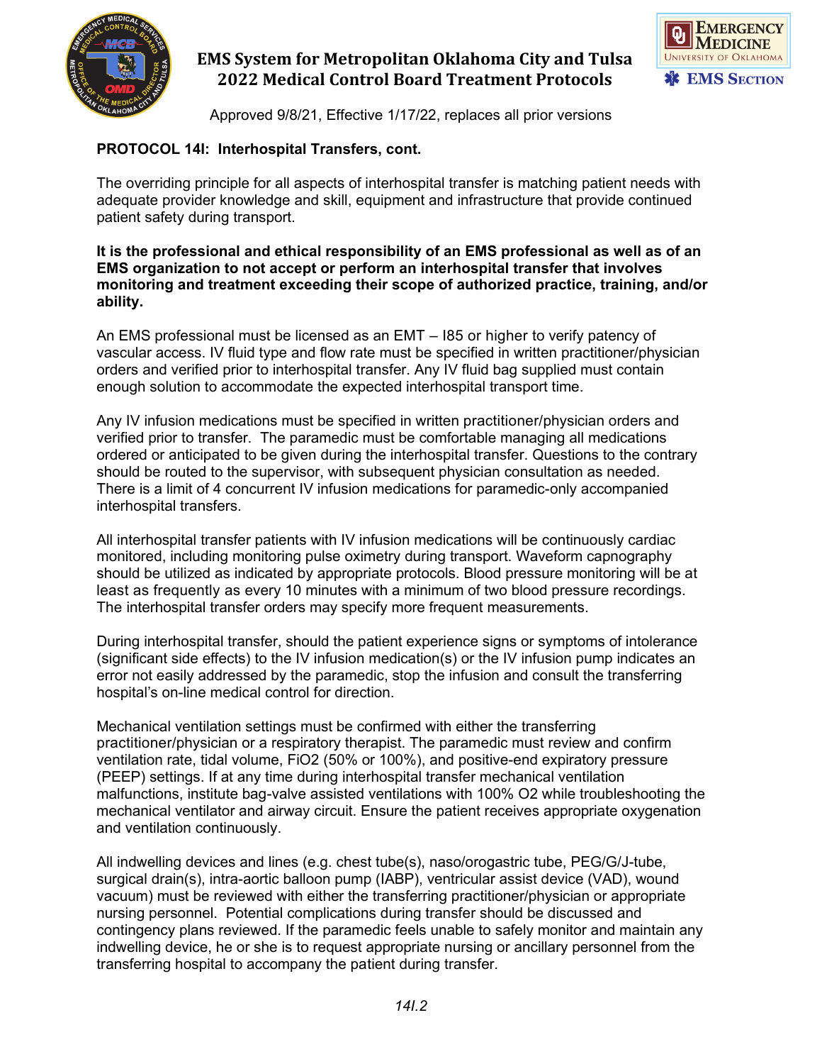## PROTOCOL 14I: Interhospital Transfers, cont.

The overriding principle for all aspects of interhospital transfer is matching patient needs with adequate provider knowledge and skill, equipment and infrastructure that provide continued patient safety during transport.

**It is the professional and ethical responsibility of an EMS professional as well as of an EMS organization to not accept or perform an interhospital transfer that involves monitoring and treatment exceeding their scope of authorized practice, training, and/or ability.**

An EMS professional must be licensed as an EMT – I85 or higher to verify patency of vascular access. IV fluid type and flow rate must be specified in written practitioner/physician orders and verified prior to interhospital transfer. Any IV fluid bag supplied must contain enough solution to accommodate the expected interhospital transport time.

Any IV infusion medications must be specified in written practitioner/physician orders and verified prior to transfer. The paramedic must be comfortable managing all medications ordered or anticipated to be given during the interhospital transfer. Questions to the contrary should be routed to the supervisor, with subsequent physician consultation as needed. There is a limit of 4 concurrent IV infusion medications for paramedic-only accompanied interhospital transfers.

All interhospital transfer patients with IV infusion medications will be continuously cardiac monitored, including monitoring pulse oximetry during transport. Waveform capnography should be utilized as indicated by appropriate protocols. Blood pressure monitoring will be at least as frequently as every 10 minutes with a minimum of two blood pressure recordings. The interhospital transfer orders may specify more frequent measurements.

During interhospital transfer, should the patient experience signs or symptoms of intolerance (significant side effects) to the IV infusion medication(s) or the IV infusion pump indicates an error not easily addressed by the paramedic, stop the infusion and consult the transferring hospital's on-line medical control for direction.

Mechanical ventilation settings must be confirmed with either the transferring practitioner/physician or a respiratory therapist. The paramedic must review and confirm ventilation rate, tidal volume, FiO2 (50% or 100%), and positive-end expiratory pressure (PEEP) settings. If at any time during interhospital transfer mechanical ventilation malfunctions, institute bag-valve assisted ventilations with 100% O2 while troubleshooting the mechanical ventilator and airway circuit. Ensure the patient receives appropriate oxygenation and ventilation continuously.

All indwelling devices and lines (e.g. chest tube(s), naso/orogastric tube, PEG/G/J-tube, surgical drain(s), intra-aortic balloon pump (IABP), ventricular assist device (VAD), wound vacuum) must be reviewed with either the transferring practitioner/physician or appropriate nursing personnel. Potential complications during transfer should be discussed and contingency plans reviewed. If the paramedic feels unable to safely monitor and maintain any indwelling device, he or she is to request appropriate nursing or ancillary personnel from the transferring hospital to accompany the patient during transfer.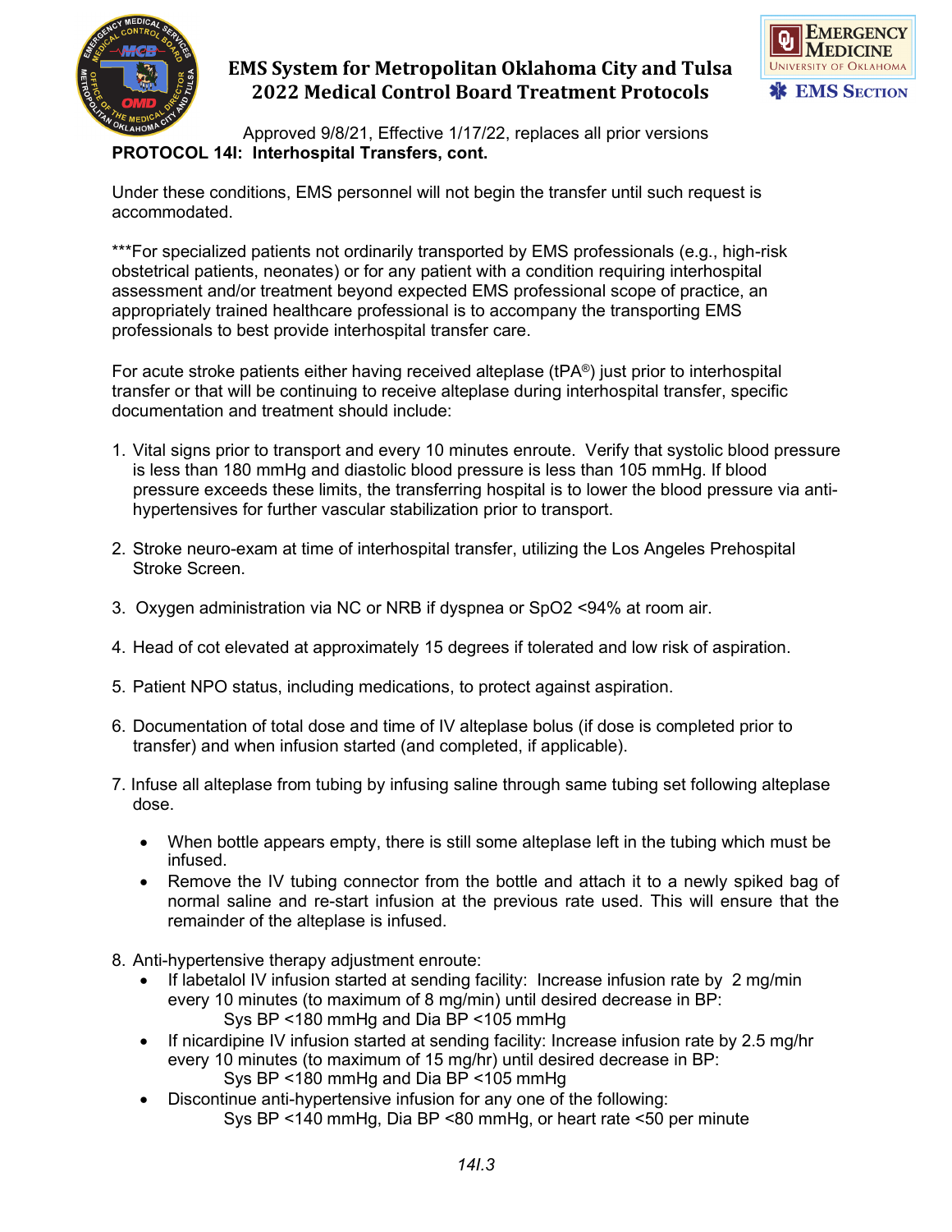**PROTOCOL 14I: Interhospital Transfers, cont.**

Under these conditions, EMS personnel will not begin the transfer until such request is accommodated.

***For specialized patients not ordinarily transported by EMS professionals (e.g., high-risk obstetrical patients, neonates) or for any patient with a condition requiring interhospital assessment and/or treatment beyond expected EMS professional scope of practice, an appropriately trained healthcare professional is to accompany the transporting EMS professionals to best provide interhospital transfer care.

For acute stroke patients either having received alteplase (tPA®) just prior to interhospital transfer or that will be continuing to receive alteplase during interhospital transfer, specific documentation and treatment should include:

1. Vital signs prior to transport and every 10 minutes enroute. Verify that systolic blood pressure is less than 180 mmHg and diastolic blood pressure is less than 105 mmHg. If blood pressure exceeds these limits, the transferring hospital is to lower the blood pressure via anti-hypertensives for further vascular stabilization prior to transport.

2. Stroke neuro-exam at time of interhospital transfer, utilizing the Los Angeles Prehospital Stroke Screen.

3. Oxygen administration via NC or NRB if dyspnea or SpO2 <94% at room air.

4. Head of cot elevated at approximately 15 degrees if tolerated and low risk of aspiration.

5. Patient NPO status, including medications, to protect against aspiration.

6. Documentation of total dose and time of IV alteplase bolus (if dose is completed prior to transfer) and when infusion started (and completed, if applicable).

7. Infuse all alteplase from tubing by infusing saline through same tubing set following alteplase dose.
    - When bottle appears empty, there is still some alteplase left in the tubing which must be infused.
    - Remove the IV tubing connector from the bottle and attach it to a newly spiked bag of normal saline and re-start infusion at the previous rate used. This will ensure that the remainder of the alteplase is infused.

8. Anti-hypertensive therapy adjustment enroute:
    - If labetalol IV infusion started at sending facility: Increase infusion rate by 2 mg/min every 10 minutes (to maximum of 8 mg/min) until desired decrease in BP:
      Sys BP <180 mmHg and Dia BP <105 mmHg
    - If nicardipine IV infusion started at sending facility: Increase infusion rate by 2.5 mg/hr every 10 minutes (to maximum of 15 mg/hr) until desired decrease in BP:
      Sys BP <180 mmHg and Dia BP <105 mmHg
    - Discontinue anti-hypertensive infusion for any one of the following:
      Sys BP <140 mmHg, Dia BP <80 mmHg, or heart rate <50 per minute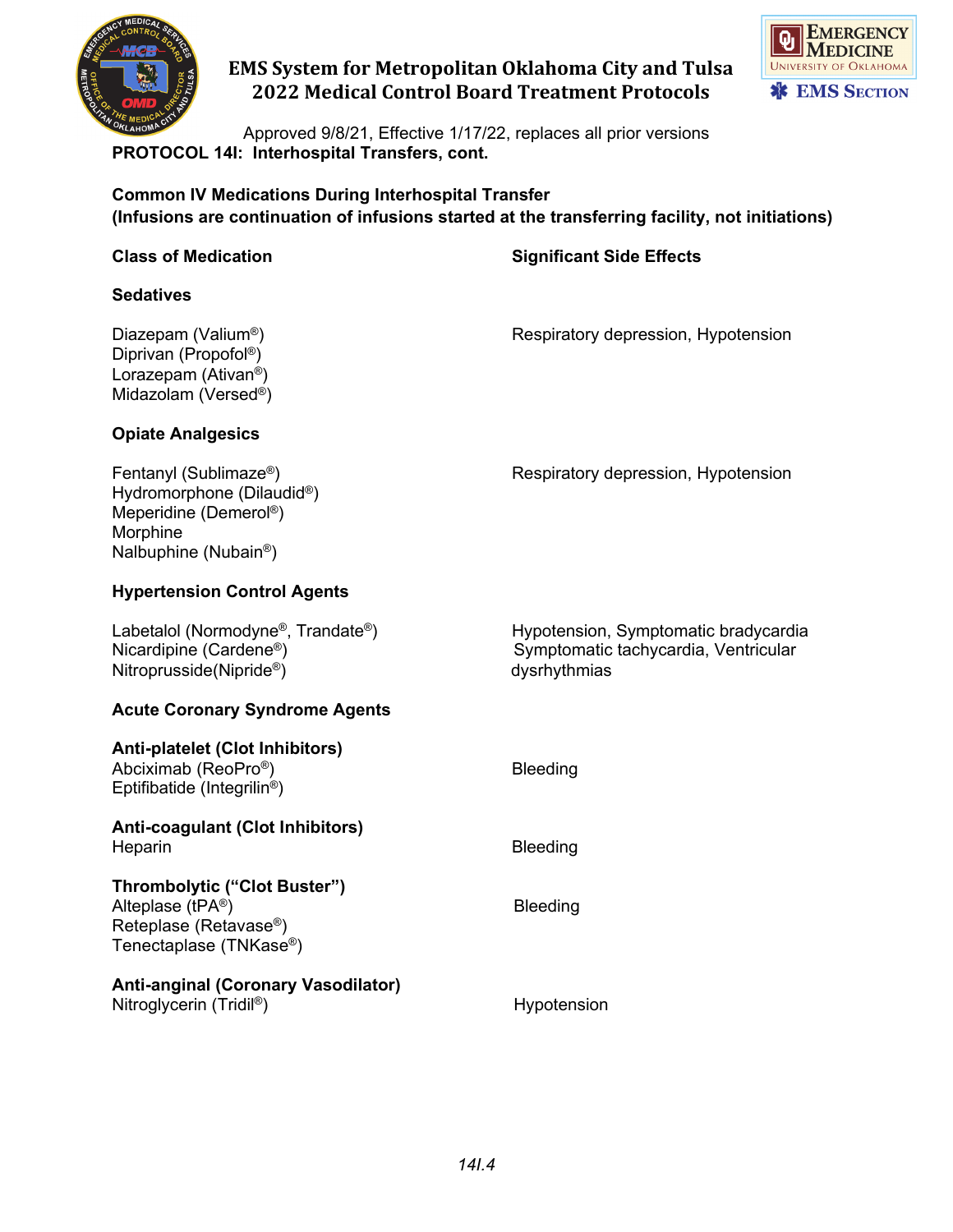**PROTOCOL 14I: Interhospital Transfers, cont.**

**Common IV Medications During Interhospital Transfer**
**(Infusions are continuation of infusions started at the transferring facility, not initiations)**

| Class of Medication | Significant Side Effects |
|---|---|
| **Sedatives** | |
| Diazepam (Valium®)<br>Diprivan (Propofol®)<br>Lorazepam (Ativan®)<br>Midazolam (Versed®) | Respiratory depression, Hypotension |
| **Opiate Analgesics** | |
| Fentanyl (Sublimaze®)<br>Hydromorphone (Dilaudid®)<br>Meperidine (Demerol®)<br>Morphine<br>Nalbuphine (Nubain®) | Respiratory depression, Hypotension |
| **Hypertension Control Agents** | |
| Labetalol (Normodyne®, Trandate®)<br>Nicardipine (Cardene®)<br>Nitroprusside(Nipride®) | Hypotension, Symptomatic bradycardia<br>Symptomatic tachycardia, Ventricular dysrhythmias |
| **Acute Coronary Syndrome Agents** | |
| **Anti-platelet (Clot Inhibitors)**<br>Abciximab (ReoPro®)<br>Eptifibatide (Integrilin®) | Bleeding |
| **Anti-coagulant (Clot Inhibitors)**<br>Heparin | Bleeding |
| **Thrombolytic ("Clot Buster")**<br>Alteplase (tPA®)<br>Reteplase (Retavase®)<br>Tenectaplase (TNKase®) | Bleeding |
| **Anti-anginal (Coronary Vasodilator)**<br>Nitroglycerin (Tridil®) | Hypotension |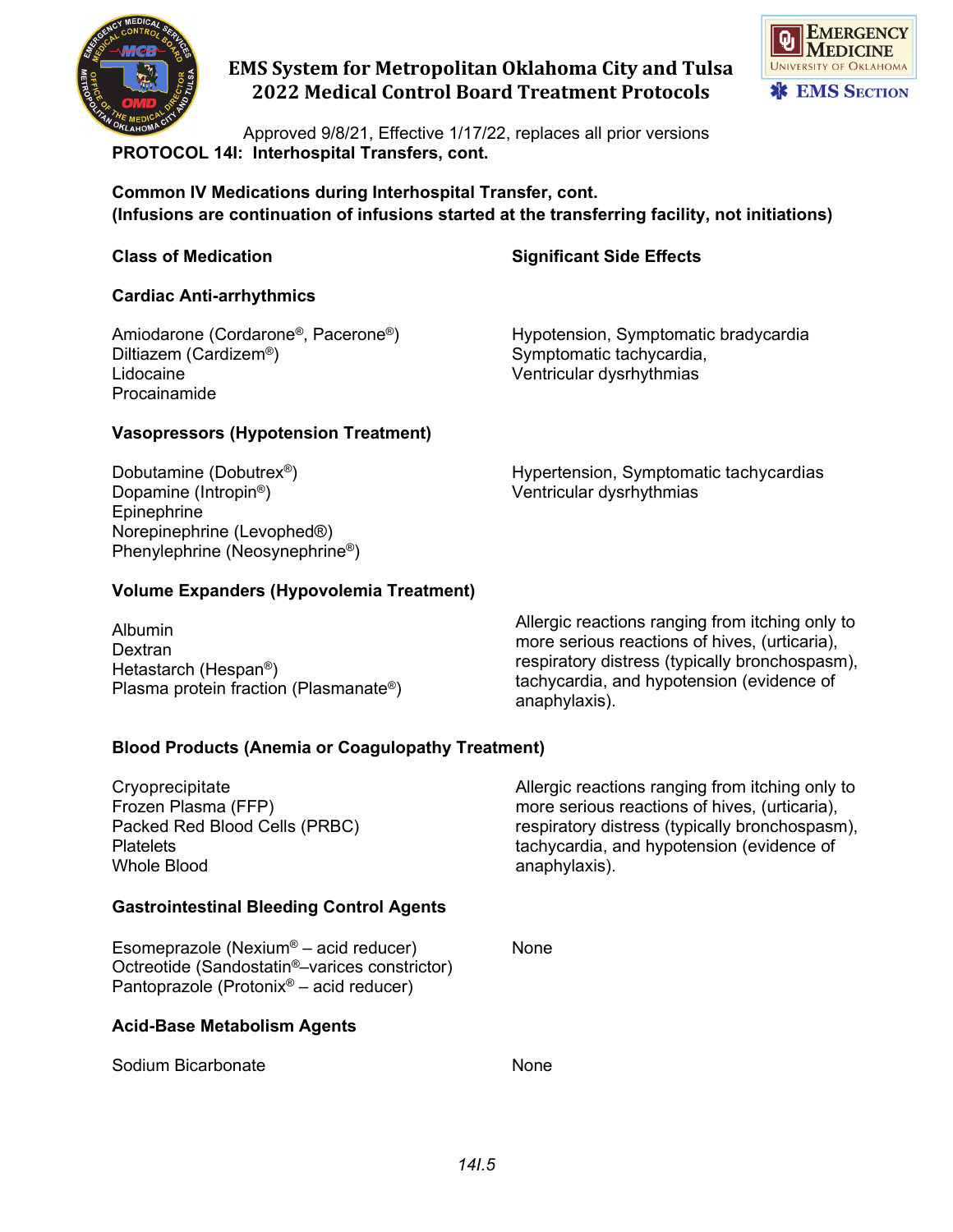## PROTOCOL 14I: Interhospital Transfers, cont.

**Common IV Medications during Interhospital Transfer, cont.**
**(Infusions are continuation of infusions started at the transferring facility, not initiations)**

| Class of Medication | Significant Side Effects |
|---|---|
| **Cardiac Anti-arrhythmics** | |
| Amiodarone (Cordarone®, Pacerone®)<br>Diltiazem (Cardizem®)<br>Lidocaine<br>Procainamide | Hypotension, Symptomatic bradycardia<br>Symptomatic tachycardia,<br>Ventricular dysrhythmias |
| **Vasopressors (Hypotension Treatment)** | |
| Dobutamine (Dobutrex®)<br>Dopamine (Intropin®)<br>Epinephrine<br>Norepinephrine (Levophed®)<br>Phenylephrine (Neosynephrine®) | Hypertension, Symptomatic tachycardias<br>Ventricular dysrhythmias |
| **Volume Expanders (Hypovolemia Treatment)** | |
| Albumin<br>Dextran<br>Hetastarch (Hespan®)<br>Plasma protein fraction (Plasmanate®) | Allergic reactions ranging from itching only to more serious reactions of hives, (urticaria), respiratory distress (typically bronchospasm), tachycardia, and hypotension (evidence of anaphylaxis). |
| **Blood Products (Anemia or Coagulopathy Treatment)** | |
| Cryoprecipitate<br>Frozen Plasma (FFP)<br>Packed Red Blood Cells (PRBC)<br>Platelets<br>Whole Blood | Allergic reactions ranging from itching only to more serious reactions of hives, (urticaria), respiratory distress (typically bronchospasm), tachycardia, and hypotension (evidence of anaphylaxis). |
| **Gastrointestinal Bleeding Control Agents** | |
| Esomeprazole (Nexium® – acid reducer)<br>Octreotide (Sandostatin®–varices constrictor)<br>Pantoprazole (Protonix® – acid reducer) | None |
| **Acid-Base Metabolism Agents** | |
| Sodium Bicarbonate | None |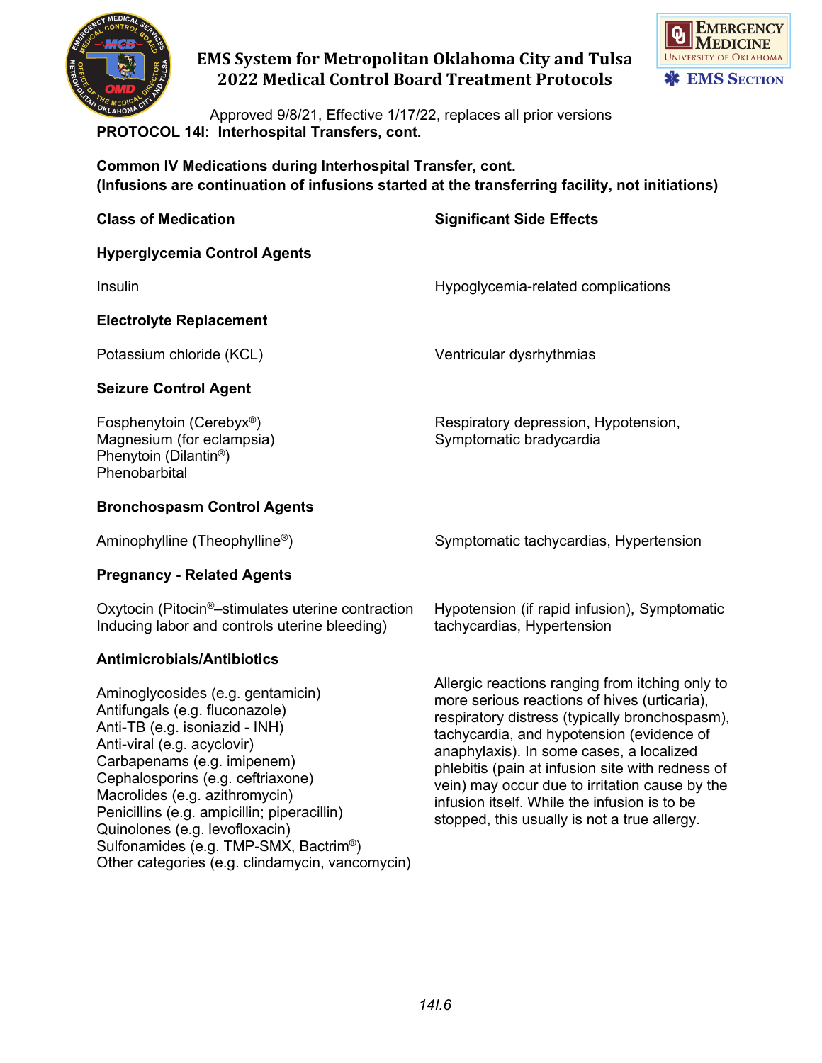## PROTOCOL 14I: Interhospital Transfers, cont.

**Common IV Medications during Interhospital Transfer, cont.**
**(Infusions are continuation of infusions started at the transferring facility, not initiations)**

| Class of Medication | Significant Side Effects |
|---|---|
| **Hyperglycemia Control Agents** | |
| Insulin | Hypoglycemia-related complications |
| **Electrolyte Replacement** | |
| Potassium chloride (KCL) | Ventricular dysrhythmias |
| **Seizure Control Agent** | |
| Fosphenytoin (Cerebyx®)<br>Magnesium (for eclampsia)<br>Phenytoin (Dilantin®)<br>Phenobarbital | Respiratory depression, Hypotension, Symptomatic bradycardia |
| **Bronchospasm Control Agents** | |
| Aminophylline (Theophylline®) | Symptomatic tachycardias, Hypertension |
| **Pregnancy - Related Agents** | |
| Oxytocin (Pitocin®–stimulates uterine contraction Inducing labor and controls uterine bleeding) | Hypotension (if rapid infusion), Symptomatic tachycardias, Hypertension |
| **Antimicrobials/Antibiotics** | |
| Aminoglycosides (e.g. gentamicin)<br>Antifungals (e.g. fluconazole)<br>Anti-TB (e.g. isoniazid - INH)<br>Anti-viral (e.g. acyclovir)<br>Carbapenams (e.g. imipenem)<br>Cephalosporins (e.g. ceftriaxone)<br>Macrolides (e.g. azithromycin)<br>Penicillins (e.g. ampicillin; piperacillin)<br>Quinolones (e.g. levofloxacin)<br>Sulfonamides (e.g. TMP-SMX, Bactrim®)<br>Other categories (e.g. clindamycin, vancomycin) | Allergic reactions ranging from itching only to more serious reactions of hives (urticaria), respiratory distress (typically bronchospasm), tachycardia, and hypotension (evidence of anaphylaxis). In some cases, a localized phlebitis (pain at infusion site with redness of vein) may occur due to irritation cause by the infusion itself. While the infusion is to be stopped, this usually is not a true allergy. |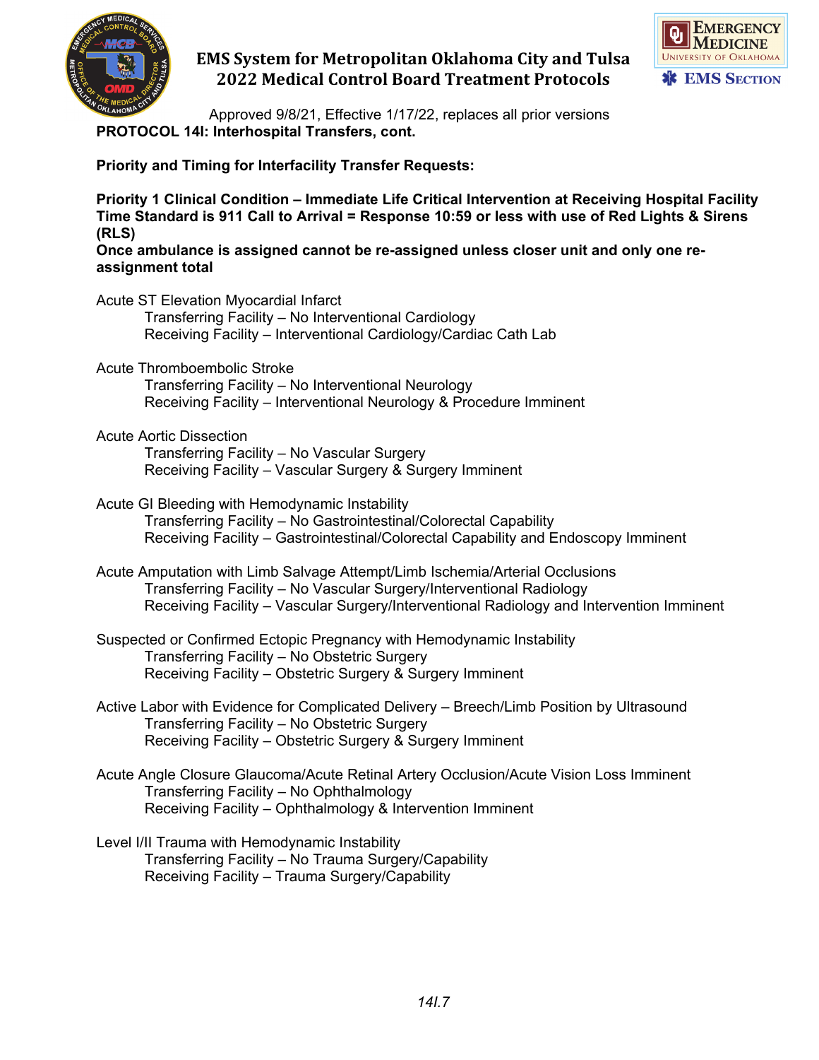**PROTOCOL 14I: Interhospital Transfers, cont.**

**Priority and Timing for Interfacility Transfer Requests:**

**Priority 1 Clinical Condition – Immediate Life Critical Intervention at Receiving Hospital Facility**
**Time Standard is 911 Call to Arrival = Response 10:59 or less with use of Red Lights & Sirens (RLS)**
**Once ambulance is assigned cannot be re-assigned unless closer unit and only one re-assignment total**

Acute ST Elevation Myocardial Infarct
- Transferring Facility – No Interventional Cardiology
- Receiving Facility – Interventional Cardiology/Cardiac Cath Lab

Acute Thromboembolic Stroke
- Transferring Facility – No Interventional Neurology
- Receiving Facility – Interventional Neurology & Procedure Imminent

Acute Aortic Dissection
- Transferring Facility – No Vascular Surgery
- Receiving Facility – Vascular Surgery & Surgery Imminent

Acute GI Bleeding with Hemodynamic Instability
- Transferring Facility – No Gastrointestinal/Colorectal Capability
- Receiving Facility – Gastrointestinal/Colorectal Capability and Endoscopy Imminent

Acute Amputation with Limb Salvage Attempt/Limb Ischemia/Arterial Occlusions
- Transferring Facility – No Vascular Surgery/Interventional Radiology
- Receiving Facility – Vascular Surgery/Interventional Radiology and Intervention Imminent

Suspected or Confirmed Ectopic Pregnancy with Hemodynamic Instability
- Transferring Facility – No Obstetric Surgery
- Receiving Facility – Obstetric Surgery & Surgery Imminent

Active Labor with Evidence for Complicated Delivery – Breech/Limb Position by Ultrasound
- Transferring Facility – No Obstetric Surgery
- Receiving Facility – Obstetric Surgery & Surgery Imminent

Acute Angle Closure Glaucoma/Acute Retinal Artery Occlusion/Acute Vision Loss Imminent
- Transferring Facility – No Ophthalmology
- Receiving Facility – Ophthalmology & Intervention Imminent

Level I/II Trauma with Hemodynamic Instability
- Transferring Facility – No Trauma Surgery/Capability
- Receiving Facility – Trauma Surgery/Capability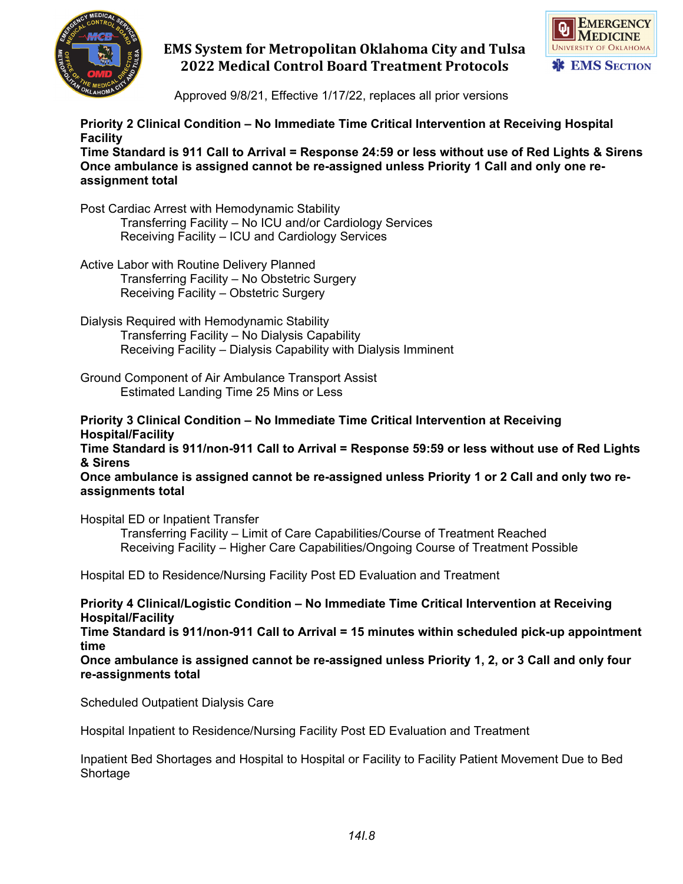**Priority 2 Clinical Condition – No Immediate Time Critical Intervention at Receiving Hospital Facility**
**Time Standard is 911 Call to Arrival = Response 24:59 or less without use of Red Lights & Sirens**
**Once ambulance is assigned cannot be re-assigned unless Priority 1 Call and only one re-assignment total**

Post Cardiac Arrest with Hemodynamic Stability
- Transferring Facility – No ICU and/or Cardiology Services
- Receiving Facility – ICU and Cardiology Services

Active Labor with Routine Delivery Planned
- Transferring Facility – No Obstetric Surgery
- Receiving Facility – Obstetric Surgery

Dialysis Required with Hemodynamic Stability
- Transferring Facility – No Dialysis Capability
- Receiving Facility – Dialysis Capability with Dialysis Imminent

Ground Component of Air Ambulance Transport Assist
- Estimated Landing Time 25 Mins or Less

**Priority 3 Clinical Condition – No Immediate Time Critical Intervention at Receiving Hospital/Facility**
**Time Standard is 911/non-911 Call to Arrival = Response 59:59 or less without use of Red Lights & Sirens**
**Once ambulance is assigned cannot be re-assigned unless Priority 1 or 2 Call and only two re-assignments total**

Hospital ED or Inpatient Transfer
- Transferring Facility – Limit of Care Capabilities/Course of Treatment Reached
- Receiving Facility – Higher Care Capabilities/Ongoing Course of Treatment Possible

Hospital ED to Residence/Nursing Facility Post ED Evaluation and Treatment

**Priority 4 Clinical/Logistic Condition – No Immediate Time Critical Intervention at Receiving Hospital/Facility**
**Time Standard is 911/non-911 Call to Arrival = 15 minutes within scheduled pick-up appointment time**
**Once ambulance is assigned cannot be re-assigned unless Priority 1, 2, or 3 Call and only four re-assignments total**

Scheduled Outpatient Dialysis Care

Hospital Inpatient to Residence/Nursing Facility Post ED Evaluation and Treatment

Inpatient Bed Shortages and Hospital to Hospital or Facility to Facility Patient Movement Due to Bed Shortage